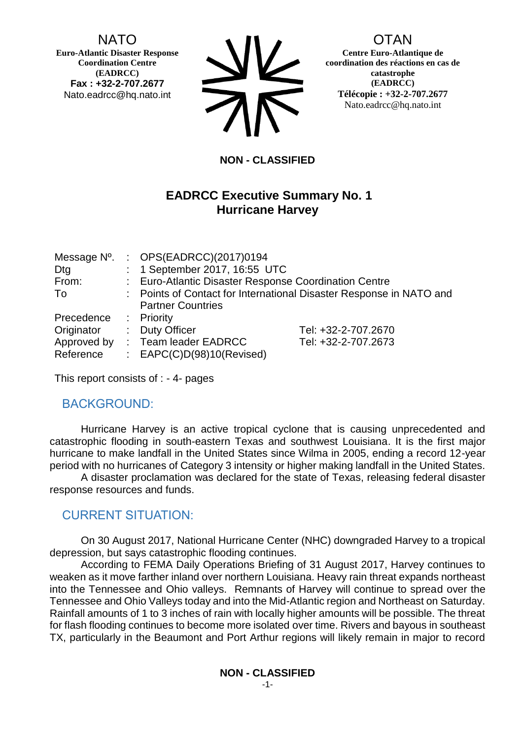NATO

**Euro-Atlantic Disaster Response Coordination Centre (EADRCC)**
**Fax : +32-2-707.2677**
Nato.eadrcc@hq.nato.int

OTAN

**Centre Euro-Atlantique de coordination des réactions en cas de catastrophe (EADRCC)**
**Télécopie : +32-2-707.2677**
Nato.eadrcc@hq.nato.int

**NON - CLASSIFIED**

# EADRCC Executive Summary No. 1
# Hurricane Harvey

| | | | |
|---|---|---|---|
| Message Nº. | : | OPS(EADRCC)(2017)0194 | |
| Dtg | : | 1 September 2017, 16:55 UTC | |
| From: | : | Euro-Atlantic Disaster Response Coordination Centre | |
| To | : | Points of Contact for International Disaster Response in NATO and Partner Countries | |
| Precedence | : | Priority | |
| Originator | : | Duty Officer | Tel: +32-2-707.2670 |
| Approved by | : | Team leader EADRCC | Tel: +32-2-707.2673 |
| Reference | : | EAPC(C)D(98)10(Revised) | |

This report consists of : - 4- pages

## BACKGROUND:

Hurricane Harvey is an active tropical cyclone that is causing unprecedented and catastrophic flooding in south-eastern Texas and southwest Louisiana. It is the first major hurricane to make landfall in the United States since Wilma in 2005, ending a record 12-year period with no hurricanes of Category 3 intensity or higher making landfall in the United States.

A disaster proclamation was declared for the state of Texas, releasing federal disaster response resources and funds.

## CURRENT SITUATION:

On 30 August 2017, National Hurricane Center (NHC) downgraded Harvey to a tropical depression, but says catastrophic flooding continues.

According to FEMA Daily Operations Briefing of 31 August 2017, Harvey continues to weaken as it move farther inland over northern Louisiana. Heavy rain threat expands northeast into the Tennessee and Ohio valleys. Remnants of Harvey will continue to spread over the Tennessee and Ohio Valleys today and into the Mid-Atlantic region and Northeast on Saturday. Rainfall amounts of 1 to 3 inches of rain with locally higher amounts will be possible. The threat for flash flooding continues to become more isolated over time. Rivers and bayous in southeast TX, particularly in the Beaumont and Port Arthur regions will likely remain in major to record

**NON - CLASSIFIED**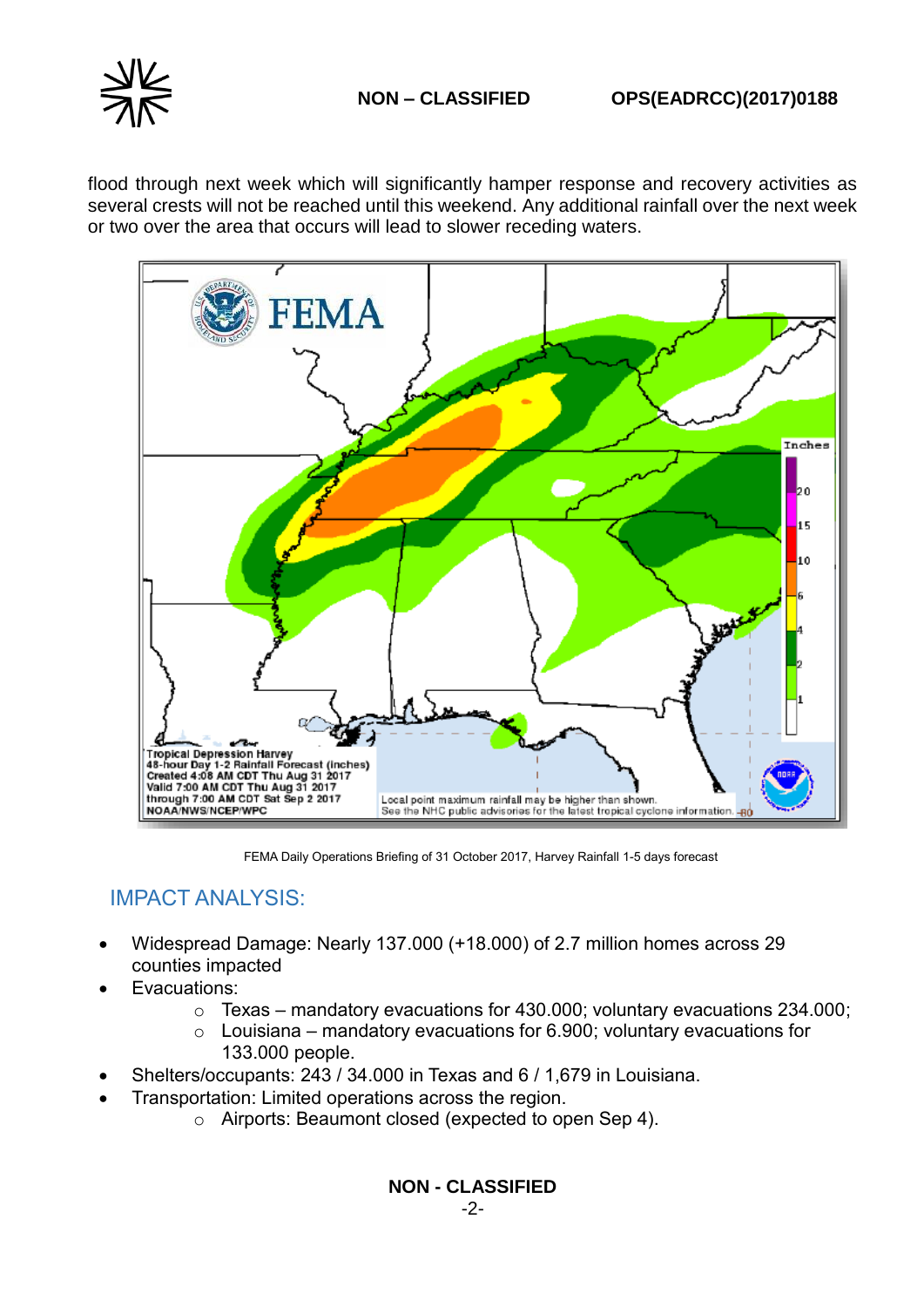flood through next week which will significantly hamper response and recovery activities as several crests will not be reached until this weekend. Any additional rainfall over the next week or two over the area that occurs will lead to slower receding waters.

FEMA Daily Operations Briefing of 31 October 2017, Harvey Rainfall 1-5 days forecast

## IMPACT ANALYSIS:

- Widespread Damage: Nearly 137.000 (+18.000) of 2.7 million homes across 29 counties impacted
- Evacuations:
  - Texas – mandatory evacuations for 430.000; voluntary evacuations 234.000;
  - Louisiana – mandatory evacuations for 6.900; voluntary evacuations for 133.000 people.
- Shelters/occupants: 243 / 34.000 in Texas and 6 / 1,679 in Louisiana.
- Transportation: Limited operations across the region.
  - Airports: Beaumont closed (expected to open Sep 4).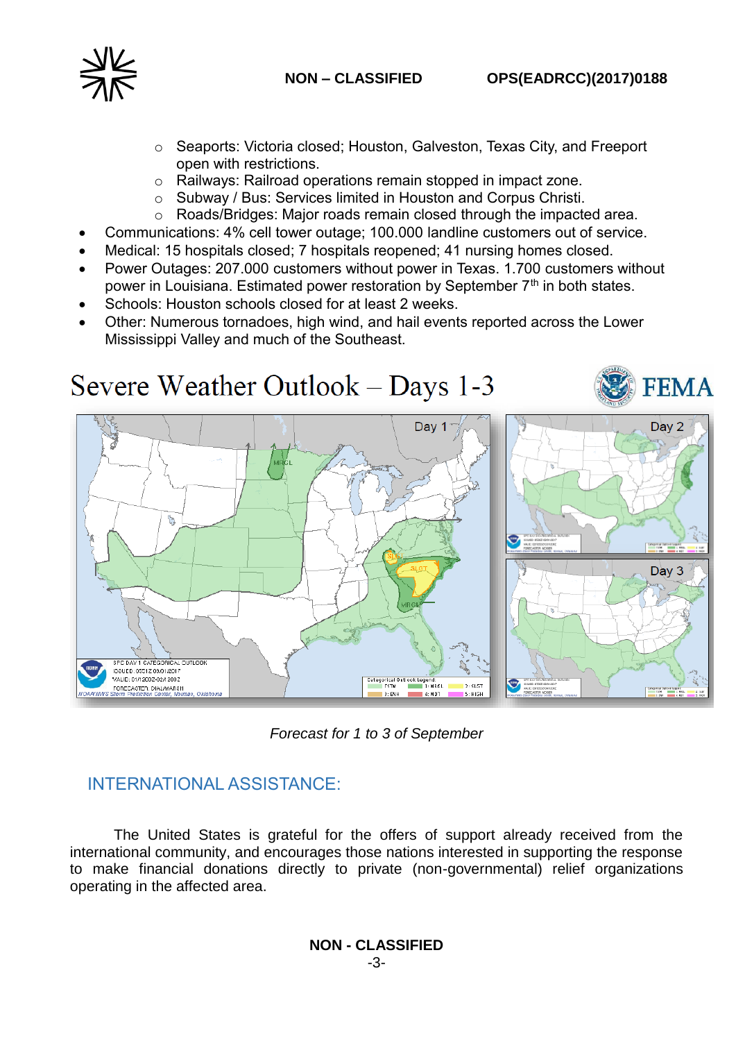- Seaports: Victoria closed; Houston, Galveston, Texas City, and Freeport open with restrictions.
    - Railways: Railroad operations remain stopped in impact zone.
    - Subway / Bus: Services limited in Houston and Corpus Christi.
    - Roads/Bridges: Major roads remain closed through the impacted area.
- Communications: 4% cell tower outage; 100.000 landline customers out of service.
- Medical: 15 hospitals closed; 7 hospitals reopened; 41 nursing homes closed.
- Power Outages: 207.000 customers without power in Texas. 1.700 customers without power in Louisiana. Estimated power restoration by September 7th in both states.
- Schools: Houston schools closed for at least 2 weeks.
- Other: Numerous tornadoes, high wind, and hail events reported across the Lower Mississippi Valley and much of the Southeast.

*Forecast for 1 to 3 of September*

## INTERNATIONAL ASSISTANCE:

The United States is grateful for the offers of support already received from the international community, and encourages those nations interested in supporting the response to make financial donations directly to private (non-governmental) relief organizations operating in the affected area.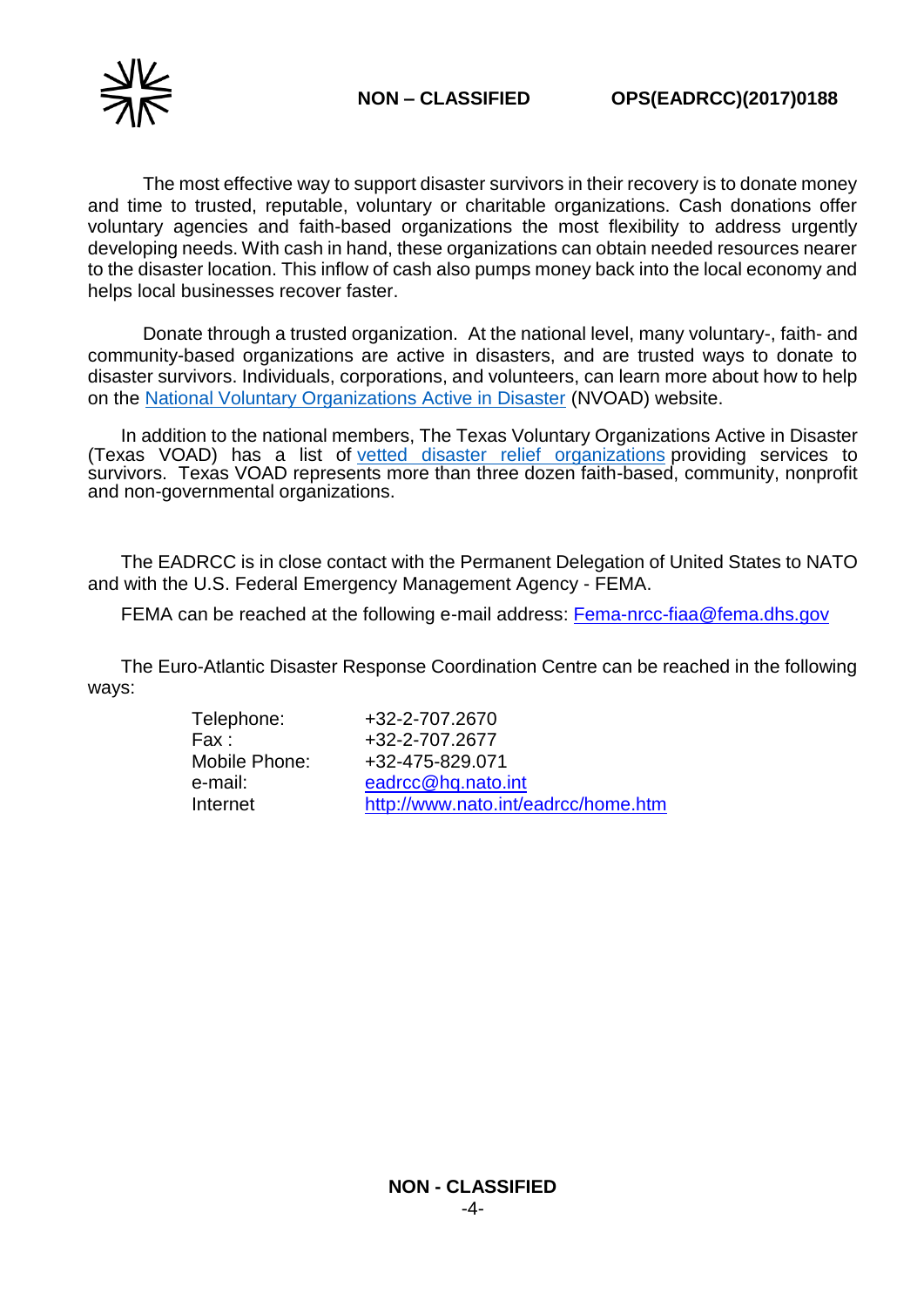The most effective way to support disaster survivors in their recovery is to donate money and time to trusted, reputable, voluntary or charitable organizations. Cash donations offer voluntary agencies and faith-based organizations the most flexibility to address urgently developing needs. With cash in hand, these organizations can obtain needed resources nearer to the disaster location. This inflow of cash also pumps money back into the local economy and helps local businesses recover faster.

Donate through a trusted organization. At the national level, many voluntary-, faith- and community-based organizations are active in disasters, and are trusted ways to donate to disaster survivors. Individuals, corporations, and volunteers, can learn more about how to help on the National Voluntary Organizations Active in Disaster (NVOAD) website.

In addition to the national members, The Texas Voluntary Organizations Active in Disaster (Texas VOAD) has a list of vetted disaster relief organizations providing services to survivors. Texas VOAD represents more than three dozen faith-based, community, nonprofit and non-governmental organizations.

The EADRCC is in close contact with the Permanent Delegation of United States to NATO and with the U.S. Federal Emergency Management Agency - FEMA.

FEMA can be reached at the following e-mail address: Fema-nrcc-fiaa@fema.dhs.gov

The Euro-Atlantic Disaster Response Coordination Centre can be reached in the following ways:

| | |
|---|---|
| Telephone: | +32-2-707.2670 |
| Fax : | +32-2-707.2677 |
| Mobile Phone: | +32-475-829.071 |
| e-mail: | eadrcc@hq.nato.int |
| Internet | http://www.nato.int/eadrcc/home.htm |